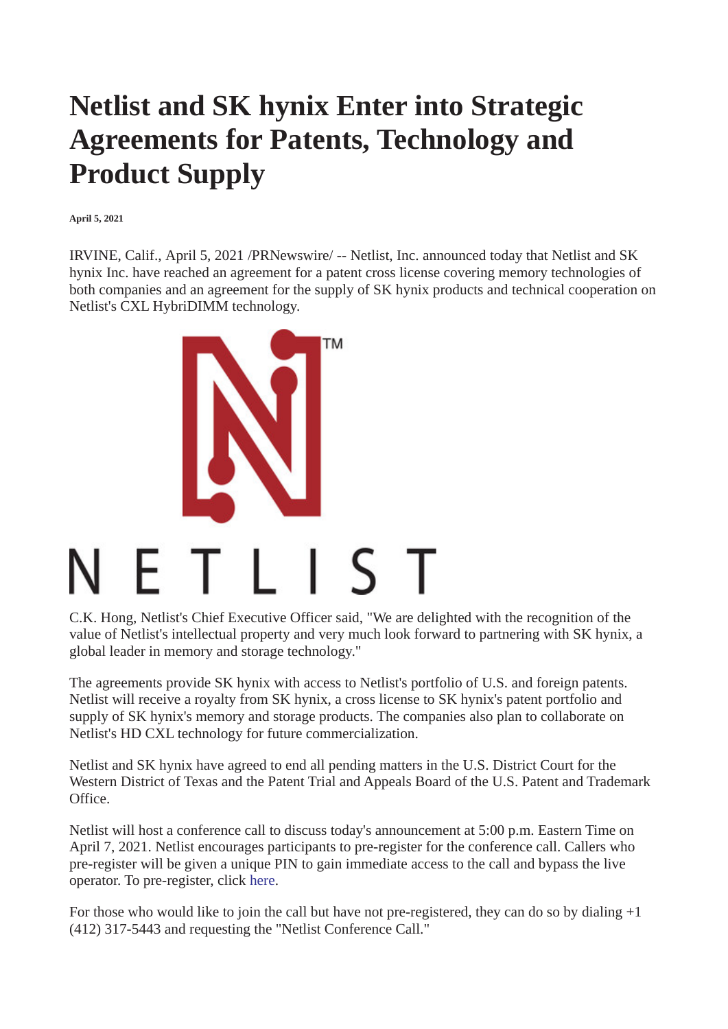# Netlist and SK hynix Enter into Strategic Agreements for Patents, Technology and Product Supply

**April 5, 2021**

IRVINE, Calif., April 5, 2021 /PRNewswire/ -- Netlist, Inc. announced today that Netlist and SK hynix Inc. have reached an agreement for a patent cross license covering memory technologies of both companies and an agreement for the supply of SK hynix products and technical cooperation on Netlist's CXL HybriDIMM technology.

C.K. Hong, Netlist's Chief Executive Officer said, "We are delighted with the recognition of the value of Netlist's intellectual property and very much look forward to partnering with SK hynix, a global leader in memory and storage technology."

The agreements provide SK hynix with access to Netlist's portfolio of U.S. and foreign patents. Netlist will receive a royalty from SK hynix, a cross license to SK hynix's patent portfolio and supply of SK hynix's memory and storage products. The companies also plan to collaborate on Netlist's HD CXL technology for future commercialization.

Netlist and SK hynix have agreed to end all pending matters in the U.S. District Court for the Western District of Texas and the Patent Trial and Appeals Board of the U.S. Patent and Trademark Office.

Netlist will host a conference call to discuss today's announcement at 5:00 p.m. Eastern Time on April 7, 2021. Netlist encourages participants to pre-register for the conference call. Callers who pre-register will be given a unique PIN to gain immediate access to the call and bypass the live operator. To pre-register, click here.

For those who would like to join the call but have not pre-registered, they can do so by dialing +1 (412) 317-5443 and requesting the "Netlist Conference Call."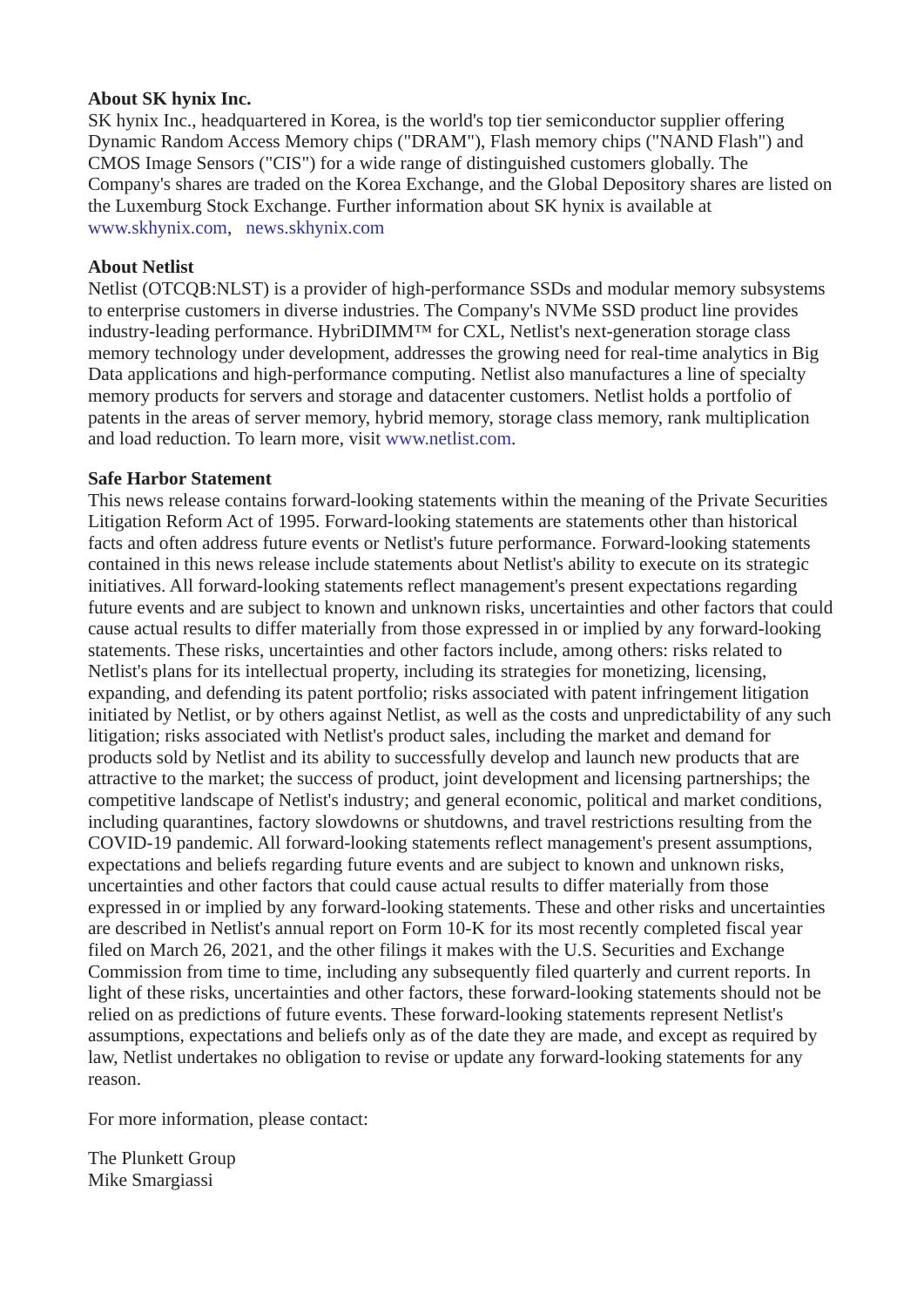**About SK hynix Inc.**
SK hynix Inc., headquartered in Korea, is the world's top tier semiconductor supplier offering Dynamic Random Access Memory chips ("DRAM"), Flash memory chips ("NAND Flash") and CMOS Image Sensors ("CIS") for a wide range of distinguished customers globally. The Company's shares are traded on the Korea Exchange, and the Global Depository shares are listed on the Luxemburg Stock Exchange. Further information about SK hynix is available at www.skhynix.com, news.skhynix.com

**About Netlist**
Netlist (OTCQB:NLST) is a provider of high-performance SSDs and modular memory subsystems to enterprise customers in diverse industries. The Company's NVMe SSD product line provides industry-leading performance. HybriDIMM™ for CXL, Netlist's next-generation storage class memory technology under development, addresses the growing need for real-time analytics in Big Data applications and high-performance computing. Netlist also manufactures a line of specialty memory products for servers and storage and datacenter customers. Netlist holds a portfolio of patents in the areas of server memory, hybrid memory, storage class memory, rank multiplication and load reduction. To learn more, visit www.netlist.com.

**Safe Harbor Statement**
This news release contains forward-looking statements within the meaning of the Private Securities Litigation Reform Act of 1995. Forward-looking statements are statements other than historical facts and often address future events or Netlist's future performance. Forward-looking statements contained in this news release include statements about Netlist's ability to execute on its strategic initiatives. All forward-looking statements reflect management's present expectations regarding future events and are subject to known and unknown risks, uncertainties and other factors that could cause actual results to differ materially from those expressed in or implied by any forward-looking statements. These risks, uncertainties and other factors include, among others: risks related to Netlist's plans for its intellectual property, including its strategies for monetizing, licensing, expanding, and defending its patent portfolio; risks associated with patent infringement litigation initiated by Netlist, or by others against Netlist, as well as the costs and unpredictability of any such litigation; risks associated with Netlist's product sales, including the market and demand for products sold by Netlist and its ability to successfully develop and launch new products that are attractive to the market; the success of product, joint development and licensing partnerships; the competitive landscape of Netlist's industry; and general economic, political and market conditions, including quarantines, factory slowdowns or shutdowns, and travel restrictions resulting from the COVID-19 pandemic. All forward-looking statements reflect management's present assumptions, expectations and beliefs regarding future events and are subject to known and unknown risks, uncertainties and other factors that could cause actual results to differ materially from those expressed in or implied by any forward-looking statements. These and other risks and uncertainties are described in Netlist's annual report on Form 10-K for its most recently completed fiscal year filed on March 26, 2021, and the other filings it makes with the U.S. Securities and Exchange Commission from time to time, including any subsequently filed quarterly and current reports. In light of these risks, uncertainties and other factors, these forward-looking statements should not be relied on as predictions of future events. These forward-looking statements represent Netlist's assumptions, expectations and beliefs only as of the date they are made, and except as required by law, Netlist undertakes no obligation to revise or update any forward-looking statements for any reason.

For more information, please contact:

The Plunkett Group
Mike Smargiassi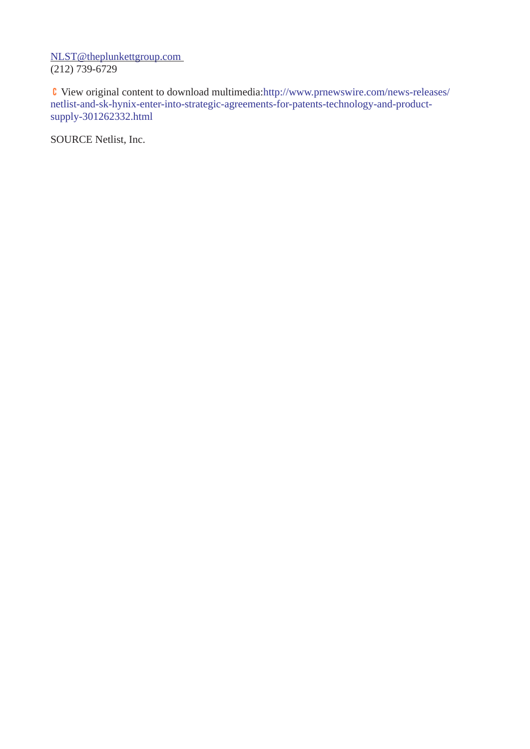NLST@theplunkettgroup.com
(212) 739-6729

View original content to download multimedia:http://www.prnewswire.com/news-releases/netlist-and-sk-hynix-enter-into-strategic-agreements-for-patents-technology-and-product-supply-301262332.html

SOURCE Netlist, Inc.